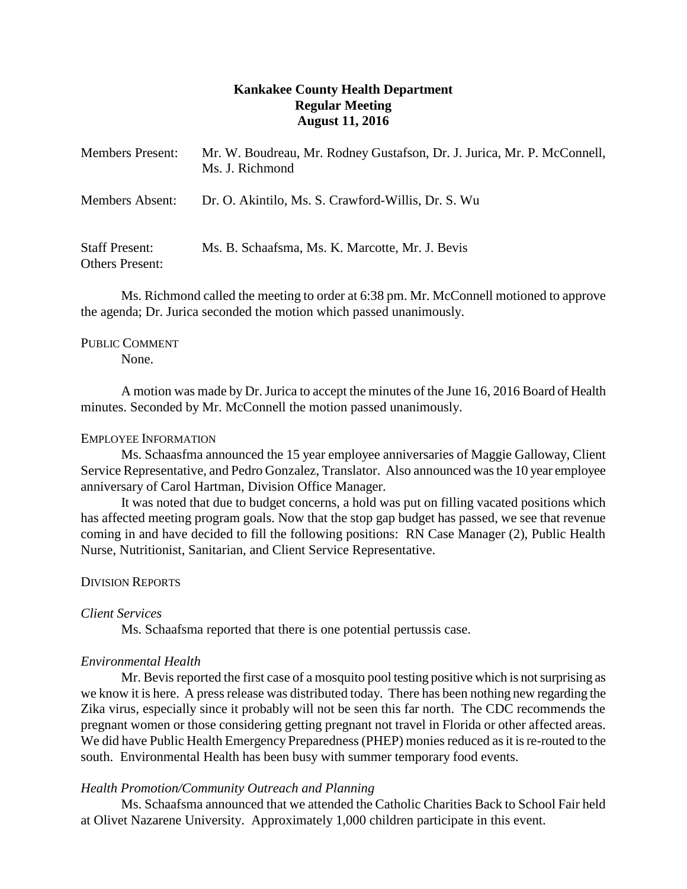# Kankakee County Health Department
## Regular Meeting
## August 11, 2016

Members Present: Mr. W. Boudreau, Mr. Rodney Gustafson, Dr. J. Jurica, Mr. P. McConnell, Ms. J. Richmond

Members Absent: Dr. O. Akintilo, Ms. S. Crawford-Willis, Dr. S. Wu

Staff Present: Ms. B. Schaafsma, Ms. K. Marcotte, Mr. J. Bevis

Others Present:

Ms. Richmond called the meeting to order at 6:38 pm. Mr. McConnell motioned to approve the agenda; Dr. Jurica seconded the motion which passed unanimously.

PUBLIC COMMENT

None.

A motion was made by Dr. Jurica to accept the minutes of the June 16, 2016 Board of Health minutes. Seconded by Mr. McConnell the motion passed unanimously.

EMPLOYEE INFORMATION

Ms. Schaasfma announced the 15 year employee anniversaries of Maggie Galloway, Client Service Representative, and Pedro Gonzalez, Translator. Also announced was the 10 year employee anniversary of Carol Hartman, Division Office Manager.

It was noted that due to budget concerns, a hold was put on filling vacated positions which has affected meeting program goals. Now that the stop gap budget has passed, we see that revenue coming in and have decided to fill the following positions: RN Case Manager (2), Public Health Nurse, Nutritionist, Sanitarian, and Client Service Representative.

DIVISION REPORTS

*Client Services*

Ms. Schaafsma reported that there is one potential pertussis case.

*Environmental Health*

Mr. Bevis reported the first case of a mosquito pool testing positive which is not surprising as we know it is here. A press release was distributed today. There has been nothing new regarding the Zika virus, especially since it probably will not be seen this far north. The CDC recommends the pregnant women or those considering getting pregnant not travel in Florida or other affected areas. We did have Public Health Emergency Preparedness (PHEP) monies reduced as it is re-routed to the south. Environmental Health has been busy with summer temporary food events.

*Health Promotion/Community Outreach and Planning*

Ms. Schaafsma announced that we attended the Catholic Charities Back to School Fair held at Olivet Nazarene University. Approximately 1,000 children participate in this event.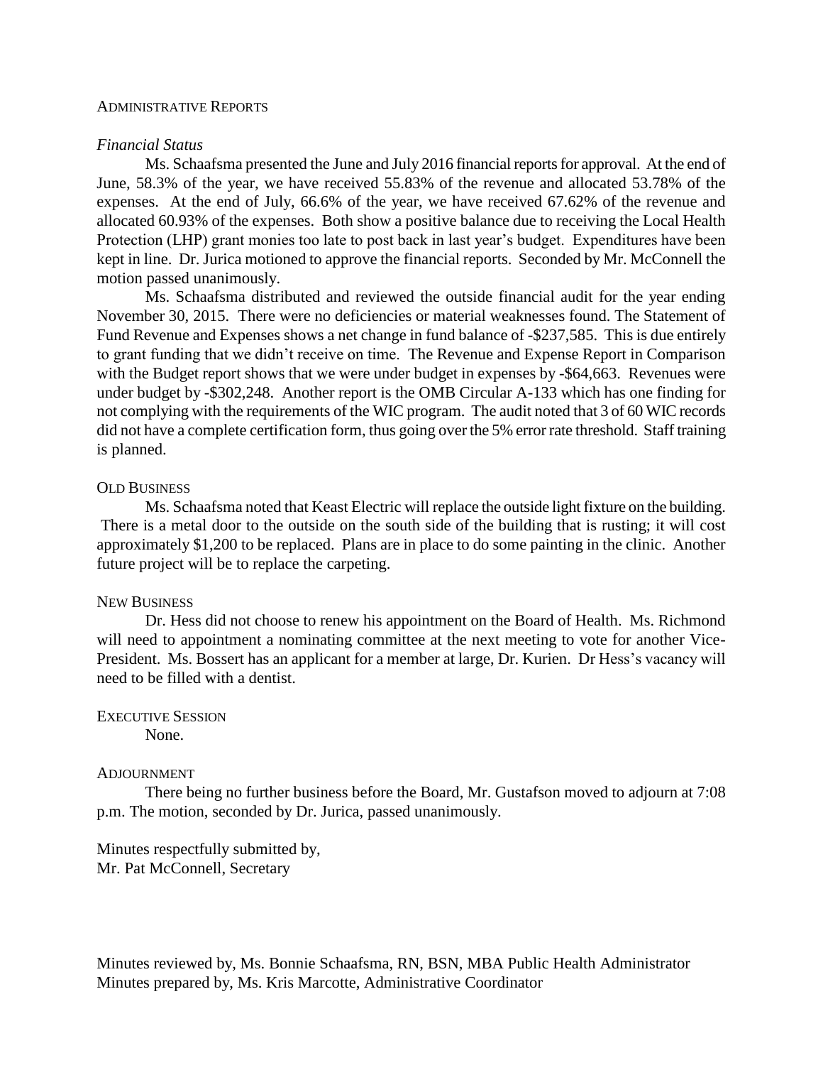## Administrative Reports

*Financial Status*

Ms. Schaafsma presented the June and July 2016 financial reports for approval. At the end of June, 58.3% of the year, we have received 55.83% of the revenue and allocated 53.78% of the expenses. At the end of July, 66.6% of the year, we have received 67.62% of the revenue and allocated 60.93% of the expenses. Both show a positive balance due to receiving the Local Health Protection (LHP) grant monies too late to post back in last year's budget. Expenditures have been kept in line. Dr. Jurica motioned to approve the financial reports. Seconded by Mr. McConnell the motion passed unanimously.

Ms. Schaafsma distributed and reviewed the outside financial audit for the year ending November 30, 2015. There were no deficiencies or material weaknesses found. The Statement of Fund Revenue and Expenses shows a net change in fund balance of -$237,585. This is due entirely to grant funding that we didn't receive on time. The Revenue and Expense Report in Comparison with the Budget report shows that we were under budget in expenses by -$64,663. Revenues were under budget by -$302,248. Another report is the OMB Circular A-133 which has one finding for not complying with the requirements of the WIC program. The audit noted that 3 of 60 WIC records did not have a complete certification form, thus going over the 5% error rate threshold. Staff training is planned.

## Old Business

Ms. Schaafsma noted that Keast Electric will replace the outside light fixture on the building. There is a metal door to the outside on the south side of the building that is rusting; it will cost approximately $1,200 to be replaced. Plans are in place to do some painting in the clinic. Another future project will be to replace the carpeting.

## New Business

Dr. Hess did not choose to renew his appointment on the Board of Health. Ms. Richmond will need to appointment a nominating committee at the next meeting to vote for another Vice-President. Ms. Bossert has an applicant for a member at large, Dr. Kurien. Dr Hess's vacancy will need to be filled with a dentist.

## Executive Session

None.

## Adjournment

There being no further business before the Board, Mr. Gustafson moved to adjourn at 7:08 p.m. The motion, seconded by Dr. Jurica, passed unanimously.

Minutes respectfully submitted by,
Mr. Pat McConnell, Secretary

Minutes reviewed by, Ms. Bonnie Schaafsma, RN, BSN, MBA Public Health Administrator
Minutes prepared by, Ms. Kris Marcotte, Administrative Coordinator